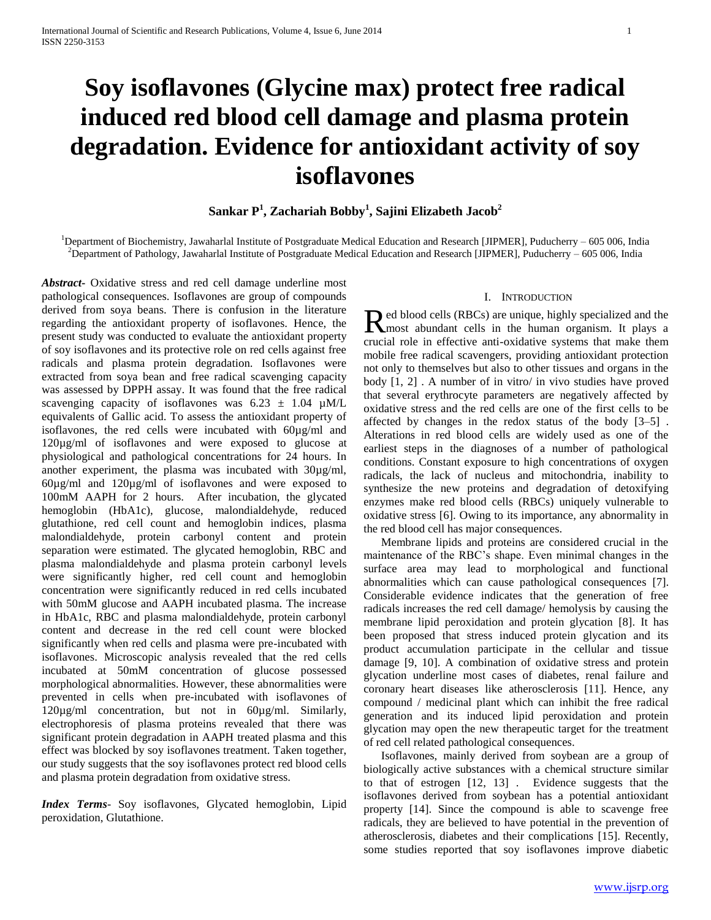# Soy isoflavones (Glycine max) protect free radical induced red blood cell damage and plasma protein degradation. Evidence for antioxidant activity of soy isoflavones

**Sankar P[1], Zachariah Bobby[1], Sajini Elizabeth Jacob[2]**

[1]Department of Biochemistry, Jawaharlal Institute of Postgraduate Medical Education and Research [JIPMER], Puducherry – 605 006, India
[2]Department of Pathology, Jawaharlal Institute of Postgraduate Medical Education and Research [JIPMER], Puducherry – 605 006, India

***Abstract***- Oxidative stress and red cell damage underline most pathological consequences. Isoflavones are group of compounds derived from soya beans. There is confusion in the literature regarding the antioxidant property of isoflavones. Hence, the present study was conducted to evaluate the antioxidant property of soy isoflavones and its protective role on red cells against free radicals and plasma protein degradation. Isoflavones were extracted from soya bean and free radical scavenging capacity was assessed by DPPH assay. It was found that the free radical scavenging capacity of isoflavones was $6.23 \pm 1.04$ µM/L equivalents of Gallic acid. To assess the antioxidant property of isoflavones, the red cells were incubated with 60µg/ml and 120µg/ml of isoflavones and were exposed to glucose at physiological and pathological concentrations for 24 hours. In another experiment, the plasma was incubated with 30µg/ml, 60µg/ml and 120µg/ml of isoflavones and were exposed to 100mM AAPH for 2 hours. After incubation, the glycated hemoglobin (HbA1c), glucose, malondialdehyde, reduced glutathione, red cell count and hemoglobin indices, plasma malondialdehyde, protein carbonyl content and protein separation were estimated. The glycated hemoglobin, RBC and plasma malondialdehyde and plasma protein carbonyl levels were significantly higher, red cell count and hemoglobin concentration were significantly reduced in red cells incubated with 50mM glucose and AAPH incubated plasma. The increase in HbA1c, RBC and plasma malondialdehyde, protein carbonyl content and decrease in the red cell count were blocked significantly when red cells and plasma were pre-incubated with isoflavones. Microscopic analysis revealed that the red cells incubated at 50mM concentration of glucose possessed morphological abnormalities. However, these abnormalities were prevented in cells when pre-incubated with isoflavones of 120µg/ml concentration, but not in 60µg/ml. Similarly, electrophoresis of plasma proteins revealed that there was significant protein degradation in AAPH treated plasma and this effect was blocked by soy isoflavones treatment. Taken together, our study suggests that the soy isoflavones protect red blood cells and plasma protein degradation from oxidative stress.

***Index Terms***- Soy isoflavones, Glycated hemoglobin, Lipid peroxidation, Glutathione.

## I. Introduction

Red blood cells (RBCs) are unique, highly specialized and the most abundant cells in the human organism. It plays a crucial role in effective anti-oxidative systems that make them mobile free radical scavengers, providing antioxidant protection not only to themselves but also to other tissues and organs in the body [1, 2] . A number of in vitro/ in vivo studies have proved that several erythrocyte parameters are negatively affected by oxidative stress and the red cells are one of the first cells to be affected by changes in the redox status of the body [3–5] . Alterations in red blood cells are widely used as one of the earliest steps in the diagnoses of a number of pathological conditions. Constant exposure to high concentrations of oxygen radicals, the lack of nucleus and mitochondria, inability to synthesize the new proteins and degradation of detoxifying enzymes make red blood cells (RBCs) uniquely vulnerable to oxidative stress [6]. Owing to its importance, any abnormality in the red blood cell has major consequences.

Membrane lipids and proteins are considered crucial in the maintenance of the RBC's shape. Even minimal changes in the surface area may lead to morphological and functional abnormalities which can cause pathological consequences [7]. Considerable evidence indicates that the generation of free radicals increases the red cell damage/ hemolysis by causing the membrane lipid peroxidation and protein glycation [8]. It has been proposed that stress induced protein glycation and its product accumulation participate in the cellular and tissue damage [9, 10]. A combination of oxidative stress and protein glycation underline most cases of diabetes, renal failure and coronary heart diseases like atherosclerosis [11]. Hence, any compound / medicinal plant which can inhibit the free radical generation and its induced lipid peroxidation and protein glycation may open the new therapeutic target for the treatment of red cell related pathological consequences.

Isoflavones, mainly derived from soybean are a group of biologically active substances with a chemical structure similar to that of estrogen [12, 13] . Evidence suggests that the isoflavones derived from soybean has a potential antioxidant property [14]. Since the compound is able to scavenge free radicals, they are believed to have potential in the prevention of atherosclerosis, diabetes and their complications [15]. Recently, some studies reported that soy isoflavones improve diabetic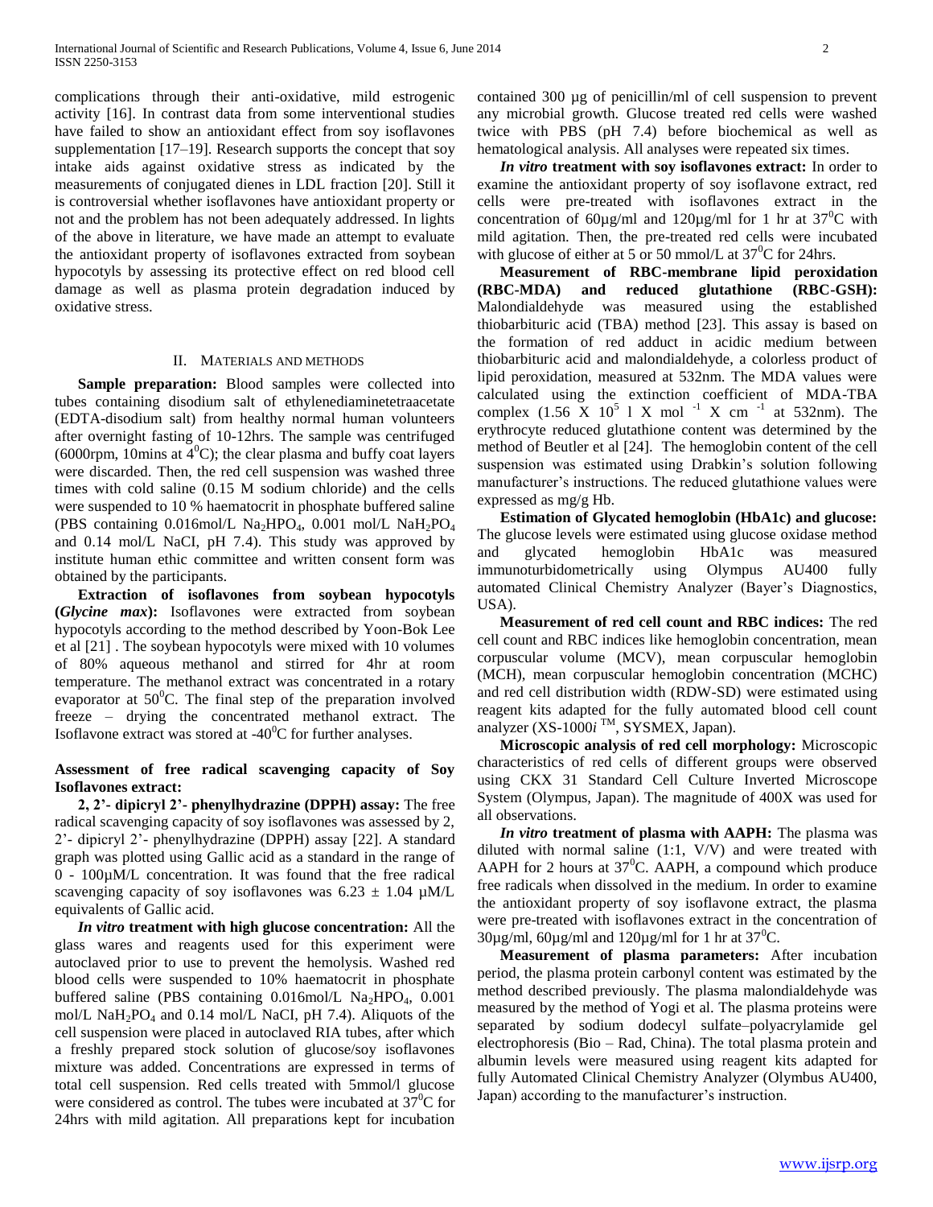complications through their anti-oxidative, mild estrogenic activity [16]. In contrast data from some interventional studies have failed to show an antioxidant effect from soy isoflavones supplementation [17–19]. Research supports the concept that soy intake aids against oxidative stress as indicated by the measurements of conjugated dienes in LDL fraction [20]. Still it is controversial whether isoflavones have antioxidant property or not and the problem has not been adequately addressed. In lights of the above in literature, we have made an attempt to evaluate the antioxidant property of isoflavones extracted from soybean hypocotyls by assessing its protective effect on red blood cell damage as well as plasma protein degradation induced by oxidative stress.

## II. MATERIALS AND METHODS

**Sample preparation:** Blood samples were collected into tubes containing disodium salt of ethylenediaminetetraacetate (EDTA-disodium salt) from healthy normal human volunteers after overnight fasting of 10-12hrs. The sample was centrifuged (6000rpm, 10mins at $4^0$C); the clear plasma and buffy coat layers were discarded. Then, the red cell suspension was washed three times with cold saline (0.15 M sodium chloride) and the cells were suspended to 10 % haematocrit in phosphate buffered saline (PBS containing 0.016mol/L $Na_2HPO_4$, 0.001 mol/L $NaH_2PO_4$ and 0.14 mol/L NaCl, pH 7.4). This study was approved by institute human ethic committee and written consent form was obtained by the participants.

**Extraction of isoflavones from soybean hypocotyls (*Glycine max*):** Isoflavones were extracted from soybean hypocotyls according to the method described by Yoon-Bok Lee et al [21] . The soybean hypocotyls were mixed with 10 volumes of 80% aqueous methanol and stirred for 4hr at room temperature. The methanol extract was concentrated in a rotary evaporator at $50^0$C. The final step of the preparation involved freeze – drying the concentrated methanol extract. The Isoflavone extract was stored at -$40^0$C for further analyses.

### Assessment of free radical scavenging capacity of Soy Isoflavones extract:

**2, 2'- dipicryl 2'- phenylhydrazine (DPPH) assay:** The free radical scavenging capacity of soy isoflavones was assessed by 2, 2'- dipicryl 2'- phenylhydrazine (DPPH) assay [22]. A standard graph was plotted using Gallic acid as a standard in the range of 0 - 100µM/L concentration. It was found that the free radical scavenging capacity of soy isoflavones was 6.23 ± 1.04 µM/L equivalents of Gallic acid.

***In vitro* treatment with high glucose concentration:** All the glass wares and reagents used for this experiment were autoclaved prior to use to prevent the hemolysis. Washed red blood cells were suspended to 10% haematocrit in phosphate buffered saline (PBS containing 0.016mol/L $Na_2HPO_4$, 0.001 mol/L $NaH_2PO_4$ and 0.14 mol/L NaCl, pH 7.4). Aliquots of the cell suspension were placed in autoclaved RIA tubes, after which a freshly prepared stock solution of glucose/soy isoflavones mixture was added. Concentrations are expressed in terms of total cell suspension. Red cells treated with 5mmol/l glucose were considered as control. The tubes were incubated at $37^0$C for 24hrs with mild agitation. All preparations kept for incubation contained 300 µg of penicillin/ml of cell suspension to prevent any microbial growth. Glucose treated red cells were washed twice with PBS (pH 7.4) before biochemical as well as hematological analysis. All analyses were repeated six times.

***In vitro* treatment with soy isoflavones extract:** In order to examine the antioxidant property of soy isoflavone extract, red cells were pre-treated with isoflavones extract in the concentration of 60µg/ml and 120µg/ml for 1 hr at $37^0$C with mild agitation. Then, the pre-treated red cells were incubated with glucose of either at 5 or 50 mmol/L at $37^0$C for 24hrs.

**Measurement of RBC-membrane lipid peroxidation (RBC-MDA) and reduced glutathione (RBC-GSH):** Malondialdehyde was measured using the established thiobarbituric acid (TBA) method [23]. This assay is based on the formation of red adduct in acidic medium between thiobarbituric acid and malondialdehyde, a colorless product of lipid peroxidation, measured at 532nm. The MDA values were calculated using the extinction coefficient of MDA-TBA complex ($1.56 \times 10^5$ l X mol $^{-1}$ X cm $^{-1}$ at 532nm). The erythrocyte reduced glutathione content was determined by the method of Beutler et al [24]. The hemoglobin content of the cell suspension was estimated using Drabkin's solution following manufacturer's instructions. The reduced glutathione values were expressed as mg/g Hb.

**Estimation of Glycated hemoglobin (HbA1c) and glucose:** The glucose levels were estimated using glucose oxidase method and glycated hemoglobin HbA1c was measured immunoturbidometrically using Olympus AU400 fully automated Clinical Chemistry Analyzer (Bayer's Diagnostics, USA).

**Measurement of red cell count and RBC indices:** The red cell count and RBC indices like hemoglobin concentration, mean corpuscular volume (MCV), mean corpuscular hemoglobin (MCH), mean corpuscular hemoglobin concentration (MCHC) and red cell distribution width (RDW-SD) were estimated using reagent kits adapted for the fully automated blood cell count analyzer (XS-1000*i* ™, SYSMEX, Japan).

**Microscopic analysis of red cell morphology:** Microscopic characteristics of red cells of different groups were observed using CKX 31 Standard Cell Culture Inverted Microscope System (Olympus, Japan). The magnitude of 400X was used for all observations.

***In vitro* treatment of plasma with AAPH:** The plasma was diluted with normal saline (1:1, V/V) and were treated with AAPH for 2 hours at $37^0$C. AAPH, a compound which produce free radicals when dissolved in the medium. In order to examine the antioxidant property of soy isoflavone extract, the plasma were pre-treated with isoflavones extract in the concentration of 30µg/ml, 60µg/ml and 120µg/ml for 1 hr at $37^0$C.

**Measurement of plasma parameters:** After incubation period, the plasma protein carbonyl content was estimated by the method described previously. The plasma malondialdehyde was measured by the method of Yogi et al. The plasma proteins were separated by sodium dodecyl sulfate–polyacrylamide gel electrophoresis (Bio – Rad, China). The total plasma protein and albumin levels were measured using reagent kits adapted for fully Automated Clinical Chemistry Analyzer (Olymbus AU400, Japan) according to the manufacturer's instruction.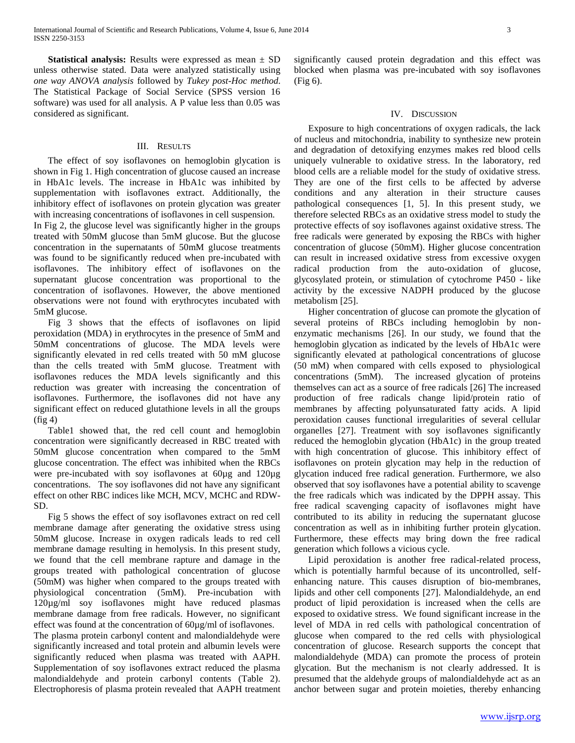**Statistical analysis:** Results were expressed as mean ± SD unless otherwise stated. Data were analyzed statistically using *one way ANOVA analysis* followed by *Tukey post-Hoc method.* The Statistical Package of Social Service (SPSS version 16 software) was used for all analysis. A P value less than 0.05 was considered as significant.

## III. Results

The effect of soy isoflavones on hemoglobin glycation is shown in Fig 1. High concentration of glucose caused an increase in HbA1c levels. The increase in HbA1c was inhibited by supplementation with isoflavones extract. Additionally, the inhibitory effect of isoflavones on protein glycation was greater with increasing concentrations of isoflavones in cell suspension.

In Fig 2, the glucose level was significantly higher in the groups treated with 50mM glucose than 5mM glucose. But the glucose concentration in the supernatants of 50mM glucose treatments was found to be significantly reduced when pre-incubated with isoflavones. The inhibitory effect of isoflavones on the supernatant glucose concentration was proportional to the concentration of isoflavones. However, the above mentioned observations were not found with erythrocytes incubated with 5mM glucose.

Fig 3 shows that the effects of isoflavones on lipid peroxidation (MDA) in erythrocytes in the presence of 5mM and 50mM concentrations of glucose. The MDA levels were significantly elevated in red cells treated with 50 mM glucose than the cells treated with 5mM glucose. Treatment with isoflavones reduces the MDA levels significantly and this reduction was greater with increasing the concentration of isoflavones. Furthermore, the isoflavones did not have any significant effect on reduced glutathione levels in all the groups (fig 4)

Table1 showed that, the red cell count and hemoglobin concentration were significantly decreased in RBC treated with 50mM glucose concentration when compared to the 5mM glucose concentration. The effect was inhibited when the RBCs were pre-incubated with soy isoflavones at 60µg and 120µg concentrations. The soy isoflavones did not have any significant effect on other RBC indices like MCH, MCV, MCHC and RDW-SD.

Fig 5 shows the effect of soy isoflavones extract on red cell membrane damage after generating the oxidative stress using 50mM glucose. Increase in oxygen radicals leads to red cell membrane damage resulting in hemolysis. In this present study, we found that the cell membrane rapture and damage in the groups treated with pathological concentration of glucose (50mM) was higher when compared to the groups treated with physiological concentration (5mM). Pre-incubation with 120µg/ml soy isoflavones might have reduced plasmas membrane damage from free radicals. However, no significant effect was found at the concentration of 60µg/ml of isoflavones.

The plasma protein carbonyl content and malondialdehyde were significantly increased and total protein and albumin levels were significantly reduced when plasma was treated with AAPH. Supplementation of soy isoflavones extract reduced the plasma malondialdehyde and protein carbonyl contents (Table 2). Electrophoresis of plasma protein revealed that AAPH treatment significantly caused protein degradation and this effect was blocked when plasma was pre-incubated with soy isoflavones (Fig 6).

## IV. Discussion

Exposure to high concentrations of oxygen radicals, the lack of nucleus and mitochondria, inability to synthesize new protein and degradation of detoxifying enzymes makes red blood cells uniquely vulnerable to oxidative stress. In the laboratory, red blood cells are a reliable model for the study of oxidative stress. They are one of the first cells to be affected by adverse conditions and any alteration in their structure causes pathological consequences [1, 5]. In this present study, we therefore selected RBCs as an oxidative stress model to study the protective effects of soy isoflavones against oxidative stress. The free radicals were generated by exposing the RBCs with higher concentration of glucose (50mM). Higher glucose concentration can result in increased oxidative stress from excessive oxygen radical production from the auto-oxidation of glucose, glycosylated protein, or stimulation of cytochrome P450 - like activity by the excessive NADPH produced by the glucose metabolism [25].

Higher concentration of glucose can promote the glycation of several proteins of RBCs including hemoglobin by non-enzymatic mechanisms [26]. In our study, we found that the hemoglobin glycation as indicated by the levels of HbA1c were significantly elevated at pathological concentrations of glucose (50 mM) when compared with cells exposed to physiological concentrations (5mM). The increased glycation of proteins themselves can act as a source of free radicals [26] The increased production of free radicals change lipid/protein ratio of membranes by affecting polyunsaturated fatty acids. A lipid peroxidation causes functional irregularities of several cellular organelles [27]. Treatment with soy isoflavones significantly reduced the hemoglobin glycation (HbA1c) in the group treated with high concentration of glucose. This inhibitory effect of isoflavones on protein glycation may help in the reduction of glycation induced free radical generation. Furthermore, we also observed that soy isoflavones have a potential ability to scavenge the free radicals which was indicated by the DPPH assay. This free radical scavenging capacity of isoflavones might have contributed to its ability in reducing the supernatant glucose concentration as well as in inhibiting further protein glycation. Furthermore, these effects may bring down the free radical generation which follows a vicious cycle.

Lipid peroxidation is another free radical-related process, which is potentially harmful because of its uncontrolled, self-enhancing nature. This causes disruption of bio-membranes, lipids and other cell components [27]. Malondialdehyde, an end product of lipid peroxidation is increased when the cells are exposed to oxidative stress. We found significant increase in the level of MDA in red cells with pathological concentration of glucose when compared to the red cells with physiological concentration of glucose. Research supports the concept that malondialdehyde (MDA) can promote the process of protein glycation. But the mechanism is not clearly addressed. It is presumed that the aldehyde groups of malondialdehyde act as an anchor between sugar and protein moieties, thereby enhancing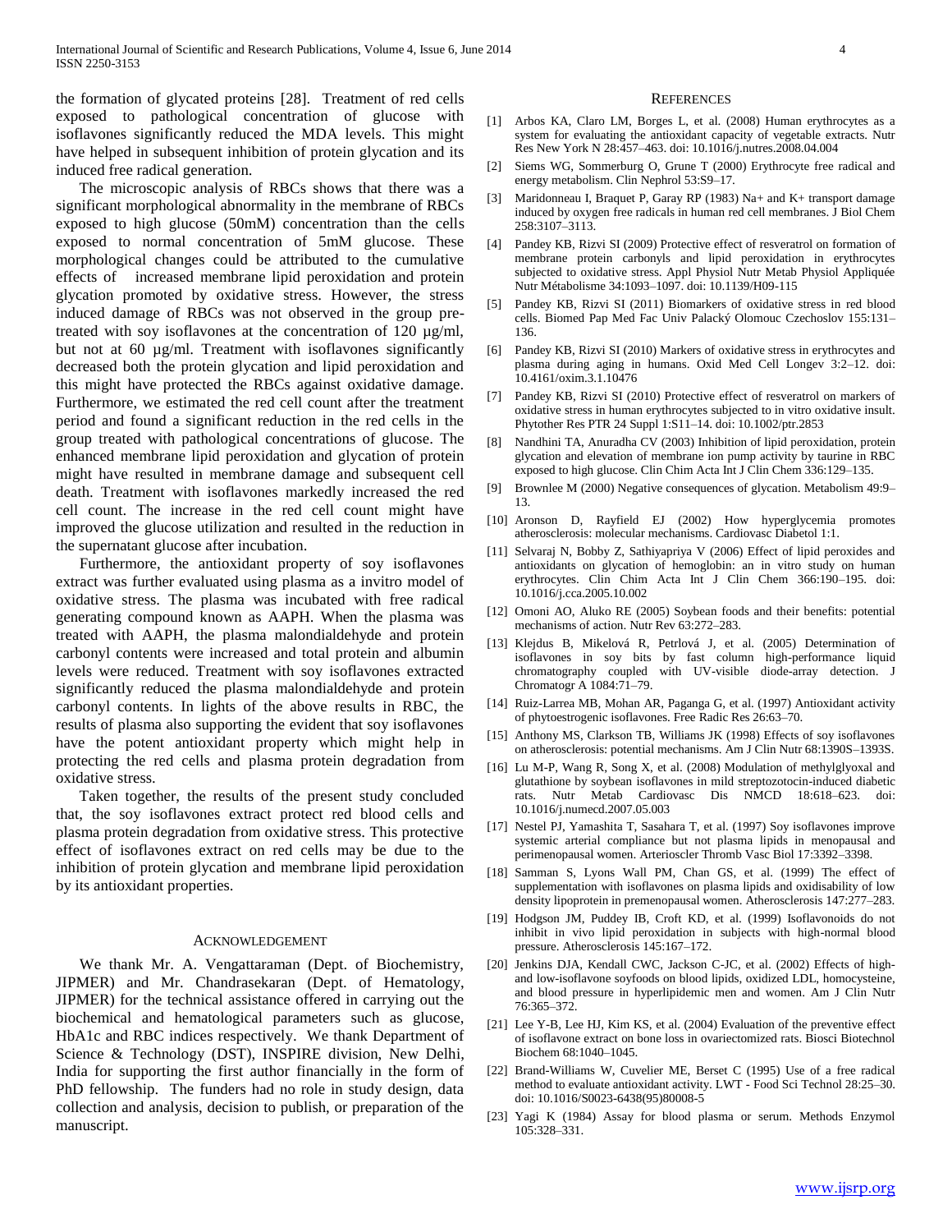the formation of glycated proteins [28]. Treatment of red cells exposed to pathological concentration of glucose with isoflavones significantly reduced the MDA levels. This might have helped in subsequent inhibition of protein glycation and its induced free radical generation.

The microscopic analysis of RBCs shows that there was a significant morphological abnormality in the membrane of RBCs exposed to high glucose (50mM) concentration than the cells exposed to normal concentration of 5mM glucose. These morphological changes could be attributed to the cumulative effects of increased membrane lipid peroxidation and protein glycation promoted by oxidative stress. However, the stress induced damage of RBCs was not observed in the group pre-treated with soy isoflavones at the concentration of 120 µg/ml, but not at 60 µg/ml. Treatment with isoflavones significantly decreased both the protein glycation and lipid peroxidation and this might have protected the RBCs against oxidative damage. Furthermore, we estimated the red cell count after the treatment period and found a significant reduction in the red cells in the group treated with pathological concentrations of glucose. The enhanced membrane lipid peroxidation and glycation of protein might have resulted in membrane damage and subsequent cell death. Treatment with isoflavones markedly increased the red cell count. The increase in the red cell count might have improved the glucose utilization and resulted in the reduction in the supernatant glucose after incubation.

Furthermore, the antioxidant property of soy isoflavones extract was further evaluated using plasma as a invitro model of oxidative stress. The plasma was incubated with free radical generating compound known as AAPH. When the plasma was treated with AAPH, the plasma malondialdehyde and protein carbonyl contents were increased and total protein and albumin levels were reduced. Treatment with soy isoflavones extracted significantly reduced the plasma malondialdehyde and protein carbonyl contents. In lights of the above results in RBC, the results of plasma also supporting the evident that soy isoflavones have the potent antioxidant property which might help in protecting the red cells and plasma protein degradation from oxidative stress.

Taken together, the results of the present study concluded that, the soy isoflavones extract protect red blood cells and plasma protein degradation from oxidative stress. This protective effect of isoflavones extract on red cells may be due to the inhibition of protein glycation and membrane lipid peroxidation by its antioxidant properties.

## ACKNOWLEDGEMENT

We thank Mr. A. Vengattaraman (Dept. of Biochemistry, JIPMER) and Mr. Chandrasekaran (Dept. of Hematology, JIPMER) for the technical assistance offered in carrying out the biochemical and hematological parameters such as glucose, HbA1c and RBC indices respectively. We thank Department of Science & Technology (DST), INSPIRE division, New Delhi, India for supporting the first author financially in the form of PhD fellowship. The funders had no role in study design, data collection and analysis, decision to publish, or preparation of the manuscript.

## REFERENCES

[1] Arbos KA, Claro LM, Borges L, et al. (2008) Human erythrocytes as a system for evaluating the antioxidant capacity of vegetable extracts. Nutr Res New York N 28:457–463. doi: 10.1016/j.nutres.2008.04.004

[2] Siems WG, Sommerburg O, Grune T (2000) Erythrocyte free radical and energy metabolism. Clin Nephrol 53:S9–17.

[3] Maridonneau I, Braquet P, Garay RP (1983) Na+ and K+ transport damage induced by oxygen free radicals in human red cell membranes. J Biol Chem 258:3107–3113.

[4] Pandey KB, Rizvi SI (2009) Protective effect of resveratrol on formation of membrane protein carbonyls and lipid peroxidation in erythrocytes subjected to oxidative stress. Appl Physiol Nutr Metab Physiol Appliquée Nutr Métabolisme 34:1093–1097. doi: 10.1139/H09-115

[5] Pandey KB, Rizvi SI (2011) Biomarkers of oxidative stress in red blood cells. Biomed Pap Med Fac Univ Palacký Olomouc Czechoslov 155:131–136.

[6] Pandey KB, Rizvi SI (2010) Markers of oxidative stress in erythrocytes and plasma during aging in humans. Oxid Med Cell Longev 3:2–12. doi: 10.4161/oxim.3.1.10476

[7] Pandey KB, Rizvi SI (2010) Protective effect of resveratrol on markers of oxidative stress in human erythrocytes subjected to in vitro oxidative insult. Phytother Res PTR 24 Suppl 1:S11–14. doi: 10.1002/ptr.2853

[8] Nandhini TA, Anuradha CV (2003) Inhibition of lipid peroxidation, protein glycation and elevation of membrane ion pump activity by taurine in RBC exposed to high glucose. Clin Chim Acta Int J Clin Chem 336:129–135.

[9] Brownlee M (2000) Negative consequences of glycation. Metabolism 49:9–13.

[10] Aronson D, Rayfield EJ (2002) How hyperglycemia promotes atherosclerosis: molecular mechanisms. Cardiovasc Diabetol 1:1.

[11] Selvaraj N, Bobby Z, Sathiyapriya V (2006) Effect of lipid peroxides and antioxidants on glycation of hemoglobin: an in vitro study on human erythrocytes. Clin Chim Acta Int J Clin Chem 366:190–195. doi: 10.1016/j.cca.2005.10.002

[12] Omoni AO, Aluko RE (2005) Soybean foods and their benefits: potential mechanisms of action. Nutr Rev 63:272–283.

[13] Klejdus B, Mikelová R, Petrlová J, et al. (2005) Determination of isoflavones in soy bits by fast column high-performance liquid chromatography coupled with UV-visible diode-array detection. J Chromatogr A 1084:71–79.

[14] Ruiz-Larrea MB, Mohan AR, Paganga G, et al. (1997) Antioxidant activity of phytoestrogenic isoflavones. Free Radic Res 26:63–70.

[15] Anthony MS, Clarkson TB, Williams JK (1998) Effects of soy isoflavones on atherosclerosis: potential mechanisms. Am J Clin Nutr 68:1390S–1393S.

[16] Lu M-P, Wang R, Song X, et al. (2008) Modulation of methylglyoxal and glutathione by soybean isoflavones in mild streptozotocin-induced diabetic rats. Nutr Metab Cardiovasc Dis NMCD 18:618–623. doi: 10.1016/j.numecd.2007.05.003

[17] Nestel PJ, Yamashita T, Sasahara T, et al. (1997) Soy isoflavones improve systemic arterial compliance but not plasma lipids in menopausal and perimenopausal women. Arterioscler Thromb Vasc Biol 17:3392–3398.

[18] Samman S, Lyons Wall PM, Chan GS, et al. (1999) The effect of supplementation with isoflavones on plasma lipids and oxidisability of low density lipoprotein in premenopausal women. Atherosclerosis 147:277–283.

[19] Hodgson JM, Puddey IB, Croft KD, et al. (1999) Isoflavonoids do not inhibit in vivo lipid peroxidation in subjects with high-normal blood pressure. Atherosclerosis 145:167–172.

[20] Jenkins DJA, Kendall CWC, Jackson C-JC, et al. (2002) Effects of high- and low-isoflavone soyfoods on blood lipids, oxidized LDL, homocysteine, and blood pressure in hyperlipidemic men and women. Am J Clin Nutr 76:365–372.

[21] Lee Y-B, Lee HJ, Kim KS, et al. (2004) Evaluation of the preventive effect of isoflavone extract on bone loss in ovariectomized rats. Biosci Biotechnol Biochem 68:1040–1045.

[22] Brand-Williams W, Cuvelier ME, Berset C (1995) Use of a free radical method to evaluate antioxidant activity. LWT - Food Sci Technol 28:25–30. doi: 10.1016/S0023-6438(95)80008-5

[23] Yagi K (1984) Assay for blood plasma or serum. Methods Enzymol 105:328–331.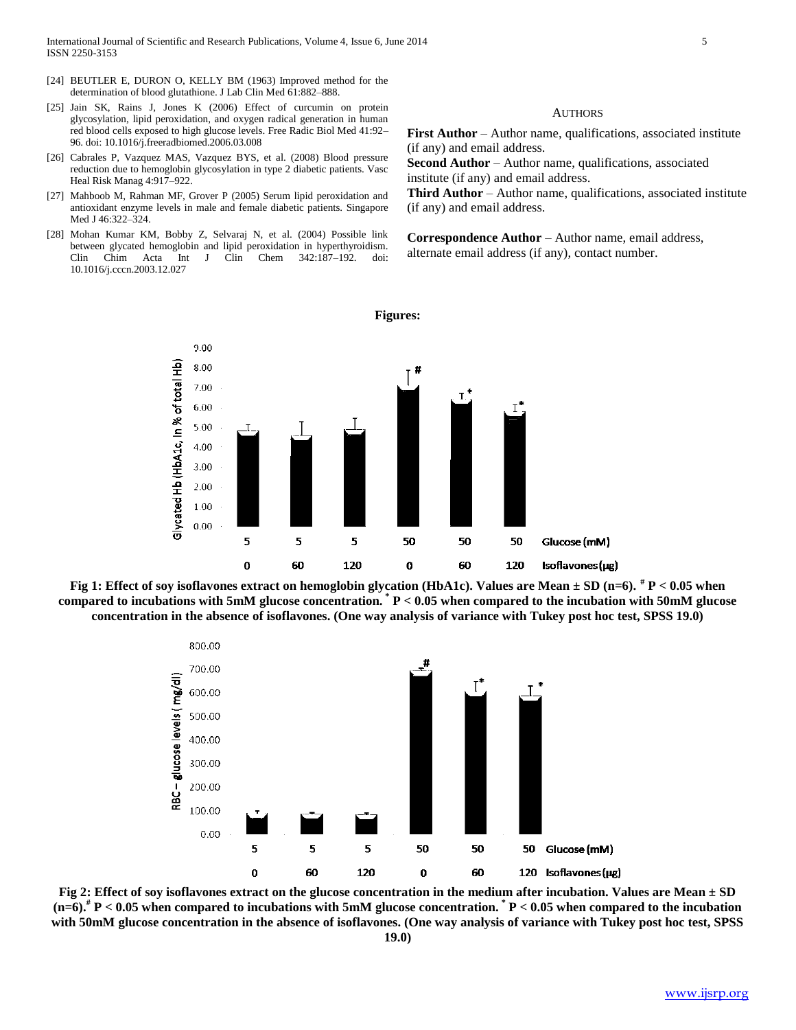[24] BEUTLER E, DURON O, KELLY BM (1963) Improved method for the determination of blood glutathione. J Lab Clin Med 61:882–888.

[25] Jain SK, Rains J, Jones K (2006) Effect of curcumin on protein glycosylation, lipid peroxidation, and oxygen radical generation in human red blood cells exposed to high glucose levels. Free Radic Biol Med 41:92–96. doi: 10.1016/j.freeradbiomed.2006.03.008

[26] Cabrales P, Vazquez MAS, Vazquez BYS, et al. (2008) Blood pressure reduction due to hemoglobin glycosylation in type 2 diabetic patients. Vasc Heal Risk Manag 4:917–922.

[27] Mahboob M, Rahman MF, Grover P (2005) Serum lipid peroxidation and antioxidant enzyme levels in male and female diabetic patients. Singapore Med J 46:322–324.

[28] Mohan Kumar KM, Bobby Z, Selvaraj N, et al. (2004) Possible link between glycated hemoglobin and lipid peroxidation in hyperthyroidism. Clin Chim Acta Int J Clin Chem 342:187–192. doi: 10.1016/j.cccn.2003.12.027

## Authors

**First Author** – Author name, qualifications, associated institute (if any) and email address.

**Second Author** – Author name, qualifications, associated institute (if any) and email address.

**Third Author** – Author name, qualifications, associated institute (if any) and email address.

**Correspondence Author** – Author name, email address, alternate email address (if any), contact number.

## Figures:

**Fig 1: Effect of soy isoflavones extract on hemoglobin glycation (HbA1c). Values are Mean ± SD (n=6). # $P < 0.05$ when compared to incubations with 5mM glucose concentration. * $P < 0.05$ when compared to the incubation with 50mM glucose concentration in the absence of isoflavones. (One way analysis of variance with Tukey post hoc test, SPSS 19.0)**

**Fig 2: Effect of soy isoflavones extract on the glucose concentration in the medium after incubation. Values are Mean ± SD (n=6). # $P < 0.05$ when compared to incubations with 5mM glucose concentration. * $P < 0.05$ when compared to the incubation with 50mM glucose concentration in the absence of isoflavones. (One way analysis of variance with Tukey post hoc test, SPSS 19.0)**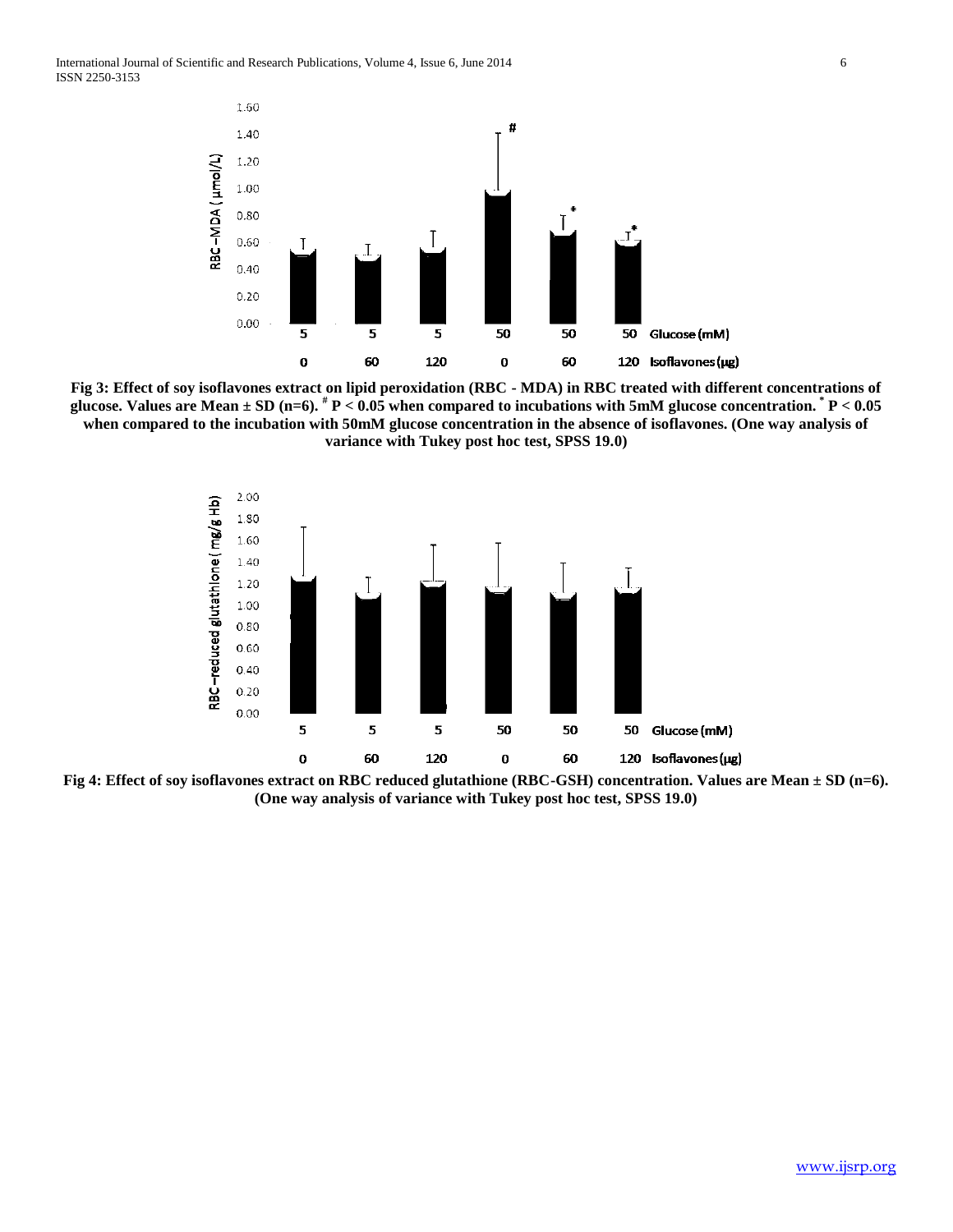**Fig 3: Effect of soy isoflavones extract on lipid peroxidation (RBC - MDA) in RBC treated with different concentrations of glucose. Values are Mean ± SD (n=6).** $^{\#}$ **P < 0.05 when compared to incubations with 5mM glucose concentration.** $^{*}$ **P < 0.05 when compared to the incubation with 50mM glucose concentration in the absence of isoflavones. (One way analysis of variance with Tukey post hoc test, SPSS 19.0)**

**Fig 4: Effect of soy isoflavones extract on RBC reduced glutathione (RBC-GSH) concentration. Values are Mean ± SD (n=6). (One way analysis of variance with Tukey post hoc test, SPSS 19.0)**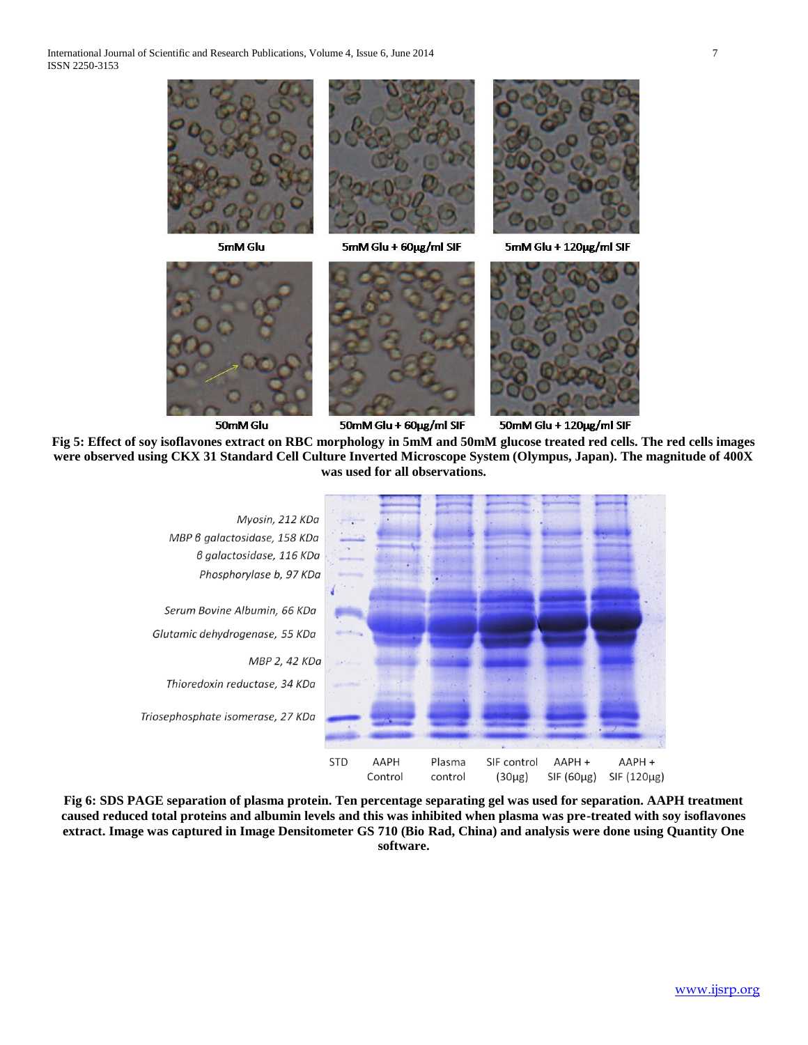**Fig 5: Effect of soy isoflavones extract on RBC morphology in 5mM and 50mM glucose treated red cells. The red cells images were observed using CKX 31 Standard Cell Culture Inverted Microscope System (Olympus, Japan). The magnitude of 400X was used for all observations.**

**Fig 6: SDS PAGE separation of plasma protein. Ten percentage separating gel was used for separation. AAPH treatment caused reduced total proteins and albumin levels and this was inhibited when plasma was pre-treated with soy isoflavones extract. Image was captured in Image Densitometer GS 710 (Bio Rad, China) and analysis were done using Quantity One software.**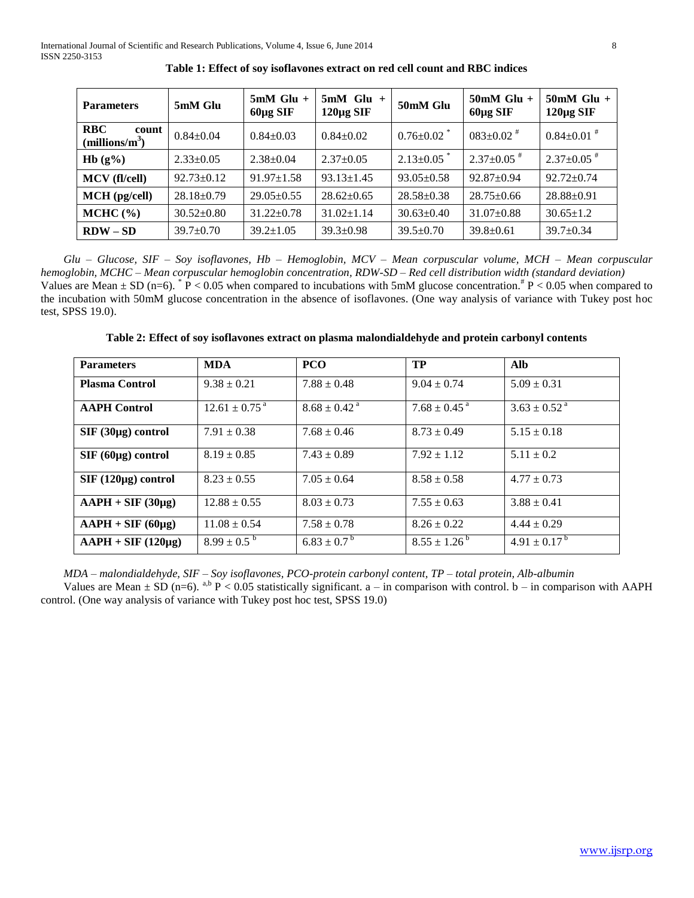**Table 1: Effect of soy isoflavones extract on red cell count and RBC indices**

| Parameters | 5mM Glu | 5mM Glu + 60µg SIF | 5mM Glu + 120µg SIF | 50mM Glu | 50mM Glu + 60µg SIF | 50mM Glu + 120µg SIF |
|---|---|---|---|---|---|---|
| **RBC count (millions/m$^3$)** | 0.84±0.04 | 0.84±0.03 | 0.84±0.02 | 0.76±0.02 * | 083±0.02 # | 0.84±0.01 # |
| **Hb (g%)** | 2.33±0.05 | 2.38±0.04 | 2.37±0.05 | 2.13±0.05 * | 2.37±0.05 # | 2.37±0.05 # |
| **MCV (fl/cell)** | 92.73±0.12 | 91.97±1.58 | 93.13±1.45 | 93.05±0.58 | 92.87±0.94 | 92.72±0.74 |
| **MCH (pg/cell)** | 28.18±0.79 | 29.05±0.55 | 28.62±0.65 | 28.58±0.38 | 28.75±0.66 | 28.88±0.91 |
| **MCHC (%)** | 30.52±0.80 | 31.22±0.78 | 31.02±1.14 | 30.63±0.40 | 31.07±0.88 | 30.65±1.2 |
| **RDW – SD** | 39.7±0.70 | 39.2±1.05 | 39.3±0.98 | 39.5±0.70 | 39.8±0.61 | 39.7±0.34 |

*Glu – Glucose, SIF – Soy isoflavones, Hb – Hemoglobin, MCV – Mean corpuscular volume, MCH – Mean corpuscular hemoglobin, MCHC – Mean corpuscular hemoglobin concentration, RDW-SD – Red cell distribution width (standard deviation)*
Values are Mean ± SD (n=6). * $P < 0.05$ when compared to incubations with 5mM glucose concentration. # $P < 0.05$ when compared to the incubation with 50mM glucose concentration in the absence of isoflavones. (One way analysis of variance with Tukey post hoc test, SPSS 19.0).

**Table 2: Effect of soy isoflavones extract on plasma malondialdehyde and protein carbonyl contents**

| Parameters | MDA | PCO | TP | Alb |
|---|---|---|---|---|
| **Plasma Control** | 9.38 ± 0.21 | 7.88 ± 0.48 | 9.04 ± 0.74 | 5.09 ± 0.31 |
| **AAPH Control** | 12.61 ± 0.75 [a] | 8.68 ± 0.42 [a] | 7.68 ± 0.45 [a] | 3.63 ± 0.52 [a] |
| **SIF (30µg) control** | 7.91 ± 0.38 | 7.68 ± 0.46 | 8.73 ± 0.49 | 5.15 ± 0.18 |
| **SIF (60µg) control** | 8.19 ± 0.85 | 7.43 ± 0.89 | 7.92 ± 1.12 | 5.11 ± 0.2 |
| **SIF (120µg) control** | 8.23 ± 0.55 | 7.05 ± 0.64 | 8.58 ± 0.58 | 4.77 ± 0.73 |
| **AAPH + SIF (30µg)** | 12.88 ± 0.55 | 8.03 ± 0.73 | 7.55 ± 0.63 | 3.88 ± 0.41 |
| **AAPH + SIF (60µg)** | 11.08 ± 0.54 | 7.58 ± 0.78 | 8.26 ± 0.22 | 4.44 ± 0.29 |
| **AAPH + SIF (120µg)** | 8.99 ± 0.5 [b] | 6.83 ± 0.7 [b] | 8.55 ± 1.26 [b] | 4.91 ± 0.17 [b] |

*MDA – malondialdehyde, SIF – Soy isoflavones, PCO-protein carbonyl content, TP – total protein, Alb-albumin*
Values are Mean ± SD (n=6). [a,b] $P < 0.05$ statistically significant. a – in comparison with control. b – in comparison with AAPH control. (One way analysis of variance with Tukey post hoc test, SPSS 19.0)